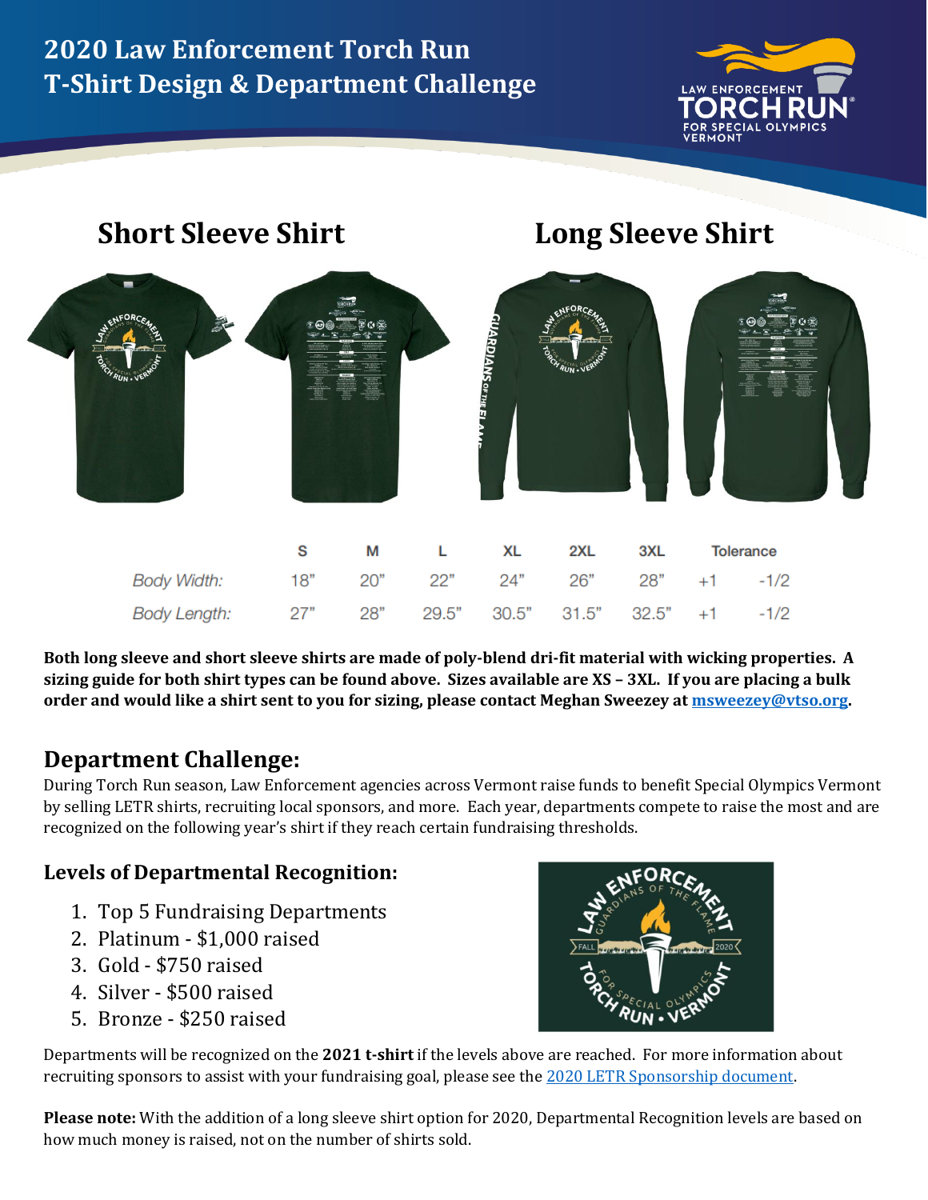# 2020 Law Enforcement Torch Run T-Shirt Design & Department Challenge

## Short Sleeve Shirt

## Long Sleeve Shirt

| | S | M | L | XL | 2XL | 3XL | Tolerance | |
|---|---|---|---|---|---|---|---|---|
| *Body Width:* | 18" | 20" | 22" | 24" | 26" | 28" | +1 | -1/2 |
| *Body Length:* | 27" | 28" | 29.5" | 30.5" | 31.5" | 32.5" | +1 | -1/2 |

**Both long sleeve and short sleeve shirts are made of poly-blend dri-fit material with wicking properties. A sizing guide for both shirt types can be found above. Sizes available are XS – 3XL. If you are placing a bulk order and would like a shirt sent to you for sizing, please contact Meghan Sweezey at [msweezey@vtso.org](mailto:msweezey@vtso.org).**

## Department Challenge:

During Torch Run season, Law Enforcement agencies across Vermont raise funds to benefit Special Olympics Vermont by selling LETR shirts, recruiting local sponsors, and more. Each year, departments compete to raise the most and are recognized on the following year's shirt if they reach certain fundraising thresholds.

### Levels of Departmental Recognition:

1. Top 5 Fundraising Departments
2. Platinum - $1,000 raised
3. Gold - $750 raised
4. Silver - $500 raised
5. Bronze - $250 raised

Departments will be recognized on the **2021 t-shirt** if the levels above are reached. For more information about recruiting sponsors to assist with your fundraising goal, please see the 2020 LETR Sponsorship document.

**Please note:** With the addition of a long sleeve shirt option for 2020, Departmental Recognition levels are based on how much money is raised, not on the number of shirts sold.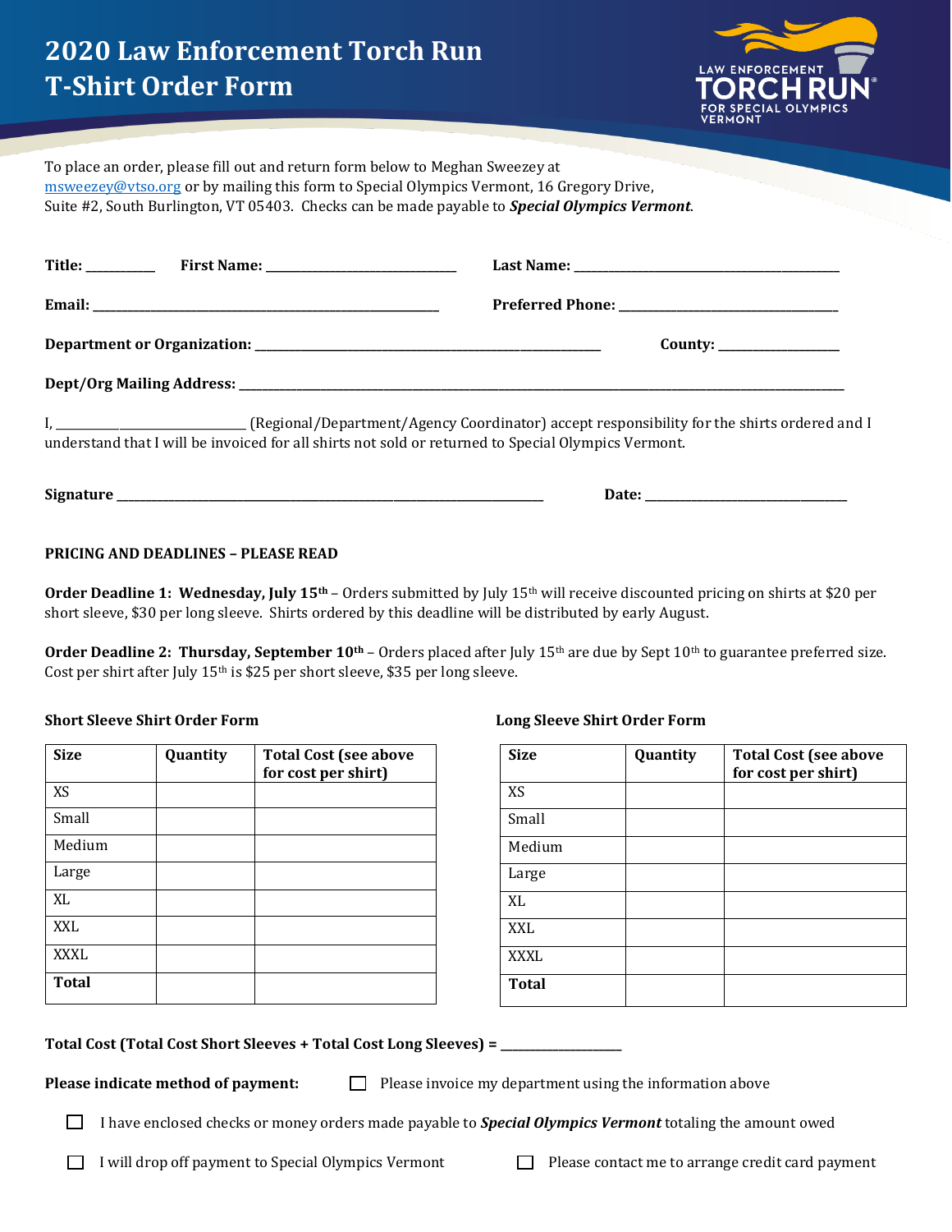# 2020 Law Enforcement Torch Run T-Shirt Order Form

LAW ENFORCEMENT TORCH RUN FOR SPECIAL OLYMPICS VERMONT

To place an order, please fill out and return form below to Meghan Sweezey at msweezey@vtso.org or by mailing this form to Special Olympics Vermont, 16 Gregory Drive, Suite #2, South Burlington, VT 05403. Checks can be made payable to ***Special Olympics Vermont***.

**Title:** __________ **First Name:** ____________________________ **Last Name:** ________________________________________

**Email:** _____________________________________________________ **Preferred Phone:** _________________________________

**Department or Organization:** ___________________________________________________ **County:** __________________

**Dept/Org Mailing Address:** _____________________________________________________________________________________

I, ____________________________ (Regional/Department/Agency Coordinator) accept responsibility for the shirts ordered and I understand that I will be invoiced for all shirts not sold or returned to Special Olympics Vermont.

**Signature** ___________________________________________________________________ **Date:** ______________________________

**PRICING AND DEADLINES – PLEASE READ**

**Order Deadline 1: Wednesday, July 15th** – Orders submitted by July 15th will receive discounted pricing on shirts at $20 per short sleeve, $30 per long sleeve. Shirts ordered by this deadline will be distributed by early August.

**Order Deadline 2: Thursday, September 10th** – Orders placed after July 15th are due by Sept 10th to guarantee preferred size. Cost per shirt after July 15th is $25 per short sleeve, $35 per long sleeve.

**Short Sleeve Shirt Order Form**

| Size | Quantity | Total Cost (see above for cost per shirt) |
|---|---|---|
| XS | | |
| Small | | |
| Medium | | |
| Large | | |
| XL | | |
| XXL | | |
| XXXL | | |
| **Total** | | |

**Long Sleeve Shirt Order Form**

| Size | Quantity | Total Cost (see above for cost per shirt) |
|---|---|---|
| XS | | |
| Small | | |
| Medium | | |
| Large | | |
| XL | | |
| XXL | | |
| XXXL | | |
| **Total** | | |

**Total Cost (Total Cost Short Sleeves + Total Cost Long Sleeves) =** __________________

**Please indicate method of payment:**

☐ Please invoice my department using the information above

☐ I have enclosed checks or money orders made payable to ***Special Olympics Vermont*** totaling the amount owed

☐ I will drop off payment to Special Olympics Vermont

☐ Please contact me to arrange credit card payment